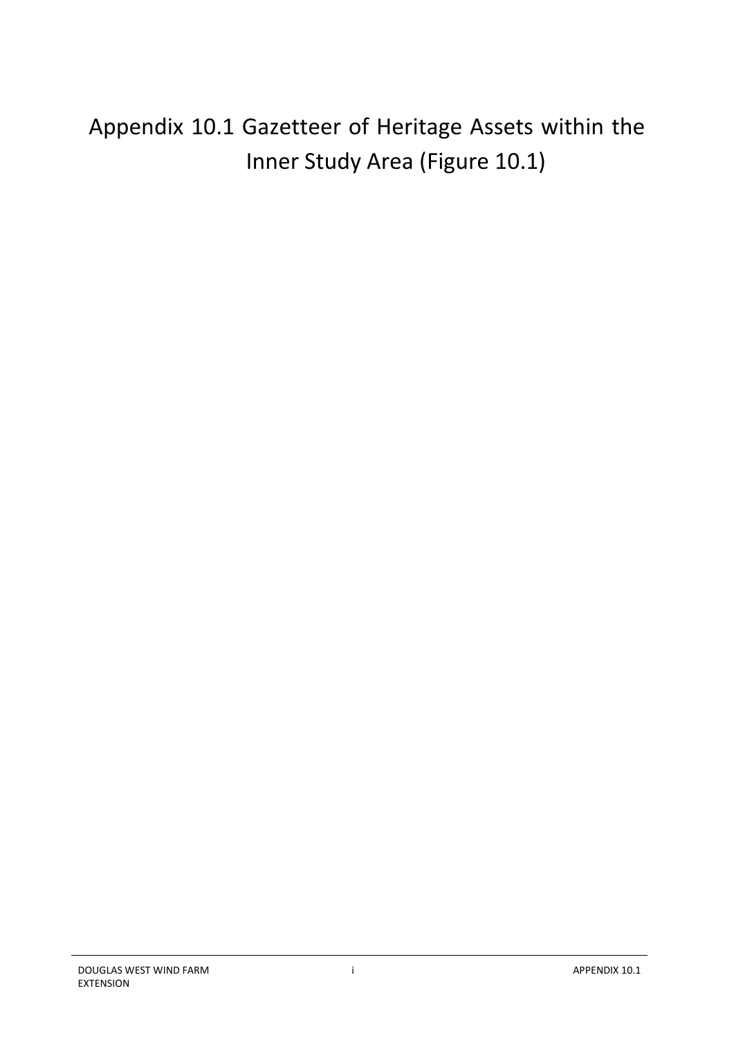# Appendix 10.1 Gazetteer of Heritage Assets within the Inner Study Area (Figure 10.1)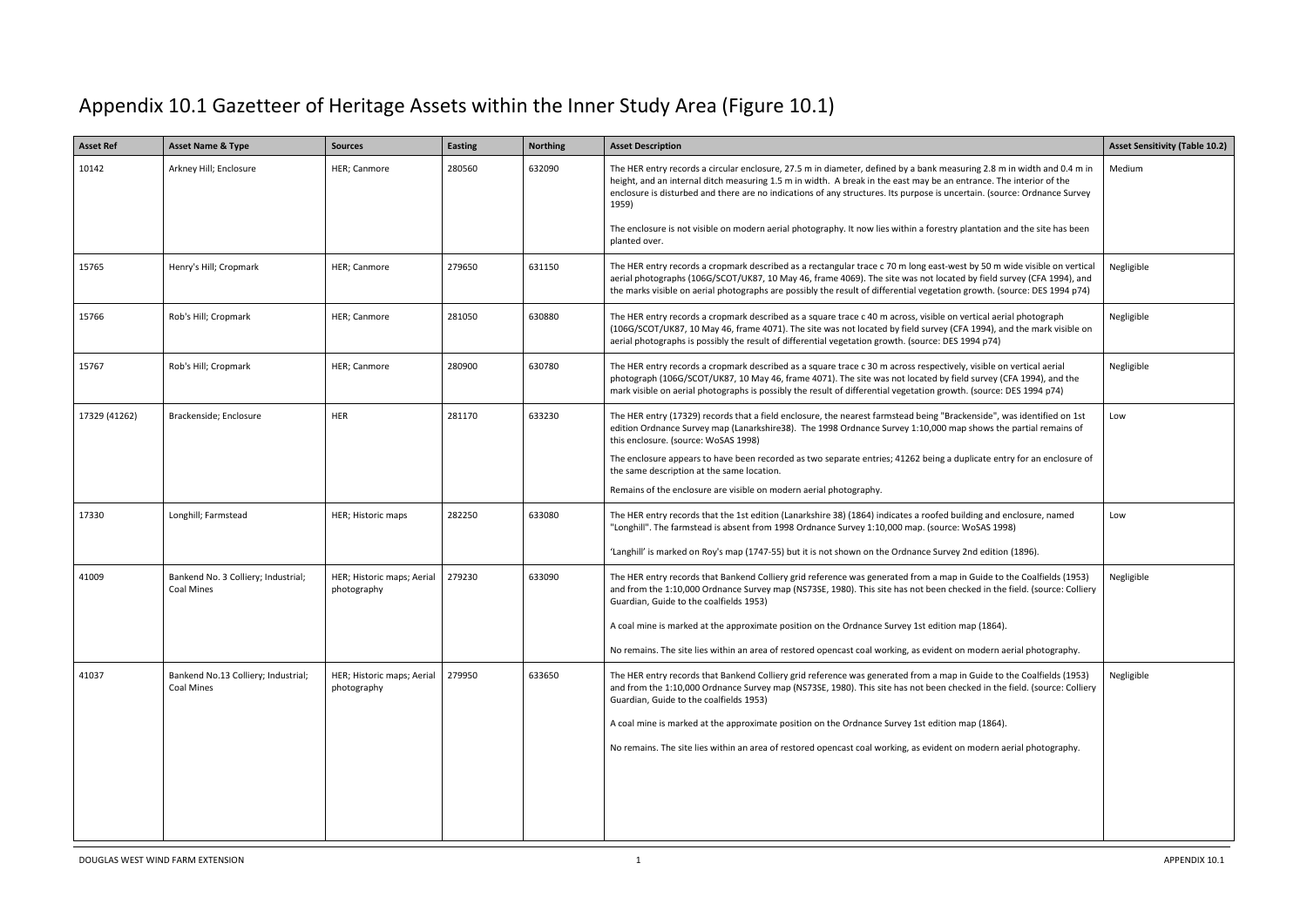# Appendix 10.1 Gazetteer of Heritage Assets within the Inner Study Area (Figure 10.1)

| Asset Ref | Asset Name & Type | Sources | Easting | Northing | Asset Description | Asset Sensitivity (Table 10.2) |
|---|---|---|---|---|---|---|
| 10142 | Arkney Hill; Enclosure | HER; Canmore | 280560 | 632090 | The HER entry records a circular enclosure, 27.5 m in diameter, defined by a bank measuring 2.8 m in width and 0.4 m in height, and an internal ditch measuring 1.5 m in width. A break in the east may be an entrance. The interior of the enclosure is disturbed and there are no indications of any structures. Its purpose is uncertain. (source: Ordnance Survey 1959)<br><br>The enclosure is not visible on modern aerial photography. It now lies within a forestry plantation and the site has been planted over. | Medium |
| 15765 | Henry's Hill; Cropmark | HER; Canmore | 279650 | 631150 | The HER entry records a cropmark described as a rectangular trace c 70 m long east-west by 50 m wide visible on vertical aerial photographs (106G/SCOT/UK87, 10 May 46, frame 4069). The site was not located by field survey (CFA 1994), and the marks visible on aerial photographs are possibly the result of differential vegetation growth. (source: DES 1994 p74) | Negligible |
| 15766 | Rob's Hill; Cropmark | HER; Canmore | 281050 | 630880 | The HER entry records a cropmark described as a square trace c 40 m across, visible on vertical aerial photograph (106G/SCOT/UK87, 10 May 46, frame 4071). The site was not located by field survey (CFA 1994), and the mark visible on aerial photographs is possibly the result of differential vegetation growth. (source: DES 1994 p74) | Negligible |
| 15767 | Rob's Hill; Cropmark | HER; Canmore | 280900 | 630780 | The HER entry records a cropmark described as a square trace c 30 m across respectively, visible on vertical aerial photograph (106G/SCOT/UK87, 10 May 46, frame 4071). The site was not located by field survey (CFA 1994), and the mark visible on aerial photographs is possibly the result of differential vegetation growth. (source: DES 1994 p74) | Negligible |
| 17329 (41262) | Brackenside; Enclosure | HER | 281170 | 633230 | The HER entry (17329) records that a field enclosure, the nearest farmstead being "Brackenside", was identified on 1st edition Ordnance Survey map (Lanarkshire38). The 1998 Ordnance Survey 1:10,000 map shows the partial remains of this enclosure. (source: WoSAS 1998)<br><br>The enclosure appears to have been recorded as two separate entries; 41262 being a duplicate entry for an enclosure of the same description at the same location.<br><br>Remains of the enclosure are visible on modern aerial photography. | Low |
| 17330 | Longhill; Farmstead | HER; Historic maps | 282250 | 633080 | The HER entry records that the 1st edition (Lanarkshire 38) (1864) indicates a roofed building and enclosure, named "Longhill". The farmstead is absent from 1998 Ordnance Survey 1:10,000 map. (source: WoSAS 1998)<br><br>'Langhill' is marked on Roy's map (1747-55) but it is not shown on the Ordnance Survey 2nd edition (1896). | Low |
| 41009 | Bankend No. 3 Colliery; Industrial; Coal Mines | HER; Historic maps; Aerial photography | 279230 | 633090 | The HER entry records that Bankend Colliery grid reference was generated from a map in Guide to the Coalfields (1953) and from the 1:10,000 Ordnance Survey map (NS73SE, 1980). This site has not been checked in the field. (source: Colliery Guardian, Guide to the coalfields 1953)<br><br>A coal mine is marked at the approximate position on the Ordnance Survey 1st edition map (1864).<br><br>No remains. The site lies within an area of restored opencast coal working, as evident on modern aerial photography. | Negligible |
| 41037 | Bankend No.13 Colliery; Industrial; Coal Mines | HER; Historic maps; Aerial photography | 279950 | 633650 | The HER entry records that Bankend Colliery grid reference was generated from a map in Guide to the Coalfields (1953) and from the 1:10,000 Ordnance Survey map (NS73SE, 1980). This site has not been checked in the field. (source: Colliery Guardian, Guide to the coalfields 1953)<br><br>A coal mine is marked at the approximate position on the Ordnance Survey 1st edition map (1864).<br><br>No remains. The site lies within an area of restored opencast coal working, as evident on modern aerial photography. | Negligible |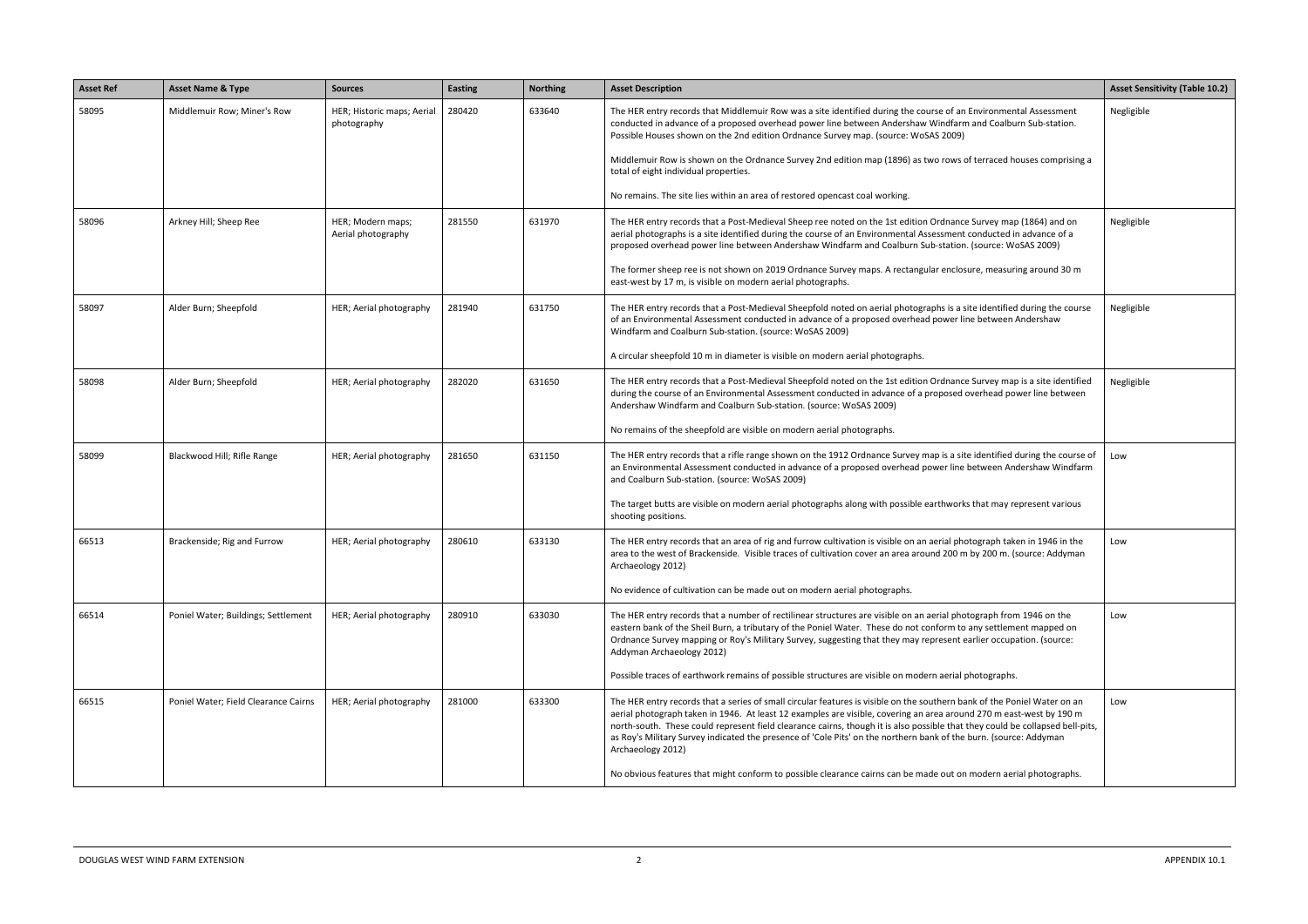| Asset Ref | Asset Name & Type | Sources | Easting | Northing | Asset Description | Asset Sensitivity (Table 10.2) |
|---|---|---|---|---|---|---|
| 58095 | Middlemuir Row; Miner's Row | HER; Historic maps; Aerial photography | 280420 | 633640 | The HER entry records that Middlemuir Row was a site identified during the course of an Environmental Assessment conducted in advance of a proposed overhead power line between Andershaw Windfarm and Coalburn Sub-station. Possible Houses shown on the 2nd edition Ordnance Survey map. (source: WoSAS 2009)<br><br>Middlemuir Row is shown on the Ordnance Survey 2nd edition map (1896) as two rows of terraced houses comprising a total of eight individual properties.<br><br>No remains. The site lies within an area of restored opencast coal working. | Negligible |
| 58096 | Arkney Hill; Sheep Ree | HER; Modern maps; Aerial photography | 281550 | 631970 | The HER entry records that a Post-Medieval Sheep ree noted on the 1st edition Ordnance Survey map (1864) and on aerial photographs is a site identified during the course of an Environmental Assessment conducted in advance of a proposed overhead power line between Andershaw Windfarm and Coalburn Sub-station. (source: WoSAS 2009)<br><br>The former sheep ree is not shown on 2019 Ordnance Survey maps. A rectangular enclosure, measuring around 30 m east-west by 17 m, is visible on modern aerial photographs. | Negligible |
| 58097 | Alder Burn; Sheepfold | HER; Aerial photography | 281940 | 631750 | The HER entry records that a Post-Medieval Sheepfold noted on aerial photographs is a site identified during the course of an Environmental Assessment conducted in advance of a proposed overhead power line between Andershaw Windfarm and Coalburn Sub-station. (source: WoSAS 2009)<br><br>A circular sheepfold 10 m in diameter is visible on modern aerial photographs. | Negligible |
| 58098 | Alder Burn; Sheepfold | HER; Aerial photography | 282020 | 631650 | The HER entry records that a Post-Medieval Sheepfold noted on the 1st edition Ordnance Survey map is a site identified during the course of an Environmental Assessment conducted in advance of a proposed overhead power line between Andershaw Windfarm and Coalburn Sub-station. (source: WoSAS 2009)<br><br>No remains of the sheepfold are visible on modern aerial photographs. | Negligible |
| 58099 | Blackwood Hill; Rifle Range | HER; Aerial photography | 281650 | 631150 | The HER entry records that a rifle range shown on the 1912 Ordnance Survey map is a site identified during the course of an Environmental Assessment conducted in advance of a proposed overhead power line between Andershaw Windfarm and Coalburn Sub-station. (source: WoSAS 2009)<br><br>The target butts are visible on modern aerial photographs along with possible earthworks that may represent various shooting positions. | Low |
| 66513 | Brackenside; Rig and Furrow | HER; Aerial photography | 280610 | 633130 | The HER entry records that an area of rig and furrow cultivation is visible on an aerial photograph taken in 1946 in the area to the west of Brackenside. Visible traces of cultivation cover an area around 200 m by 200 m. (source: Addyman Archaeology 2012)<br><br>No evidence of cultivation can be made out on modern aerial photographs. | Low |
| 66514 | Poniel Water; Buildings; Settlement | HER; Aerial photography | 280910 | 633030 | The HER entry records that a number of rectilinear structures are visible on an aerial photograph from 1946 on the eastern bank of the Sheil Burn, a tributary of the Poniel Water. These do not conform to any settlement mapped on Ordnance Survey mapping or Roy's Military Survey, suggesting that they may represent earlier occupation. (source: Addyman Archaeology 2012)<br><br>Possible traces of earthwork remains of possible structures are visible on modern aerial photographs. | Low |
| 66515 | Poniel Water; Field Clearance Cairns | HER; Aerial photography | 281000 | 633300 | The HER entry records that a series of small circular features is visible on the southern bank of the Poniel Water on an aerial photograph taken in 1946. At least 12 examples are visible, covering an area around 270 m east-west by 190 m north-south. These could represent field clearance cairns, though it is also possible that they could be collapsed bell-pits, as Roy's Military Survey indicated the presence of 'Cole Pits' on the northern bank of the burn. (source: Addyman Archaeology 2012)<br><br>No obvious features that might conform to possible clearance cairns can be made out on modern aerial photographs. | Low |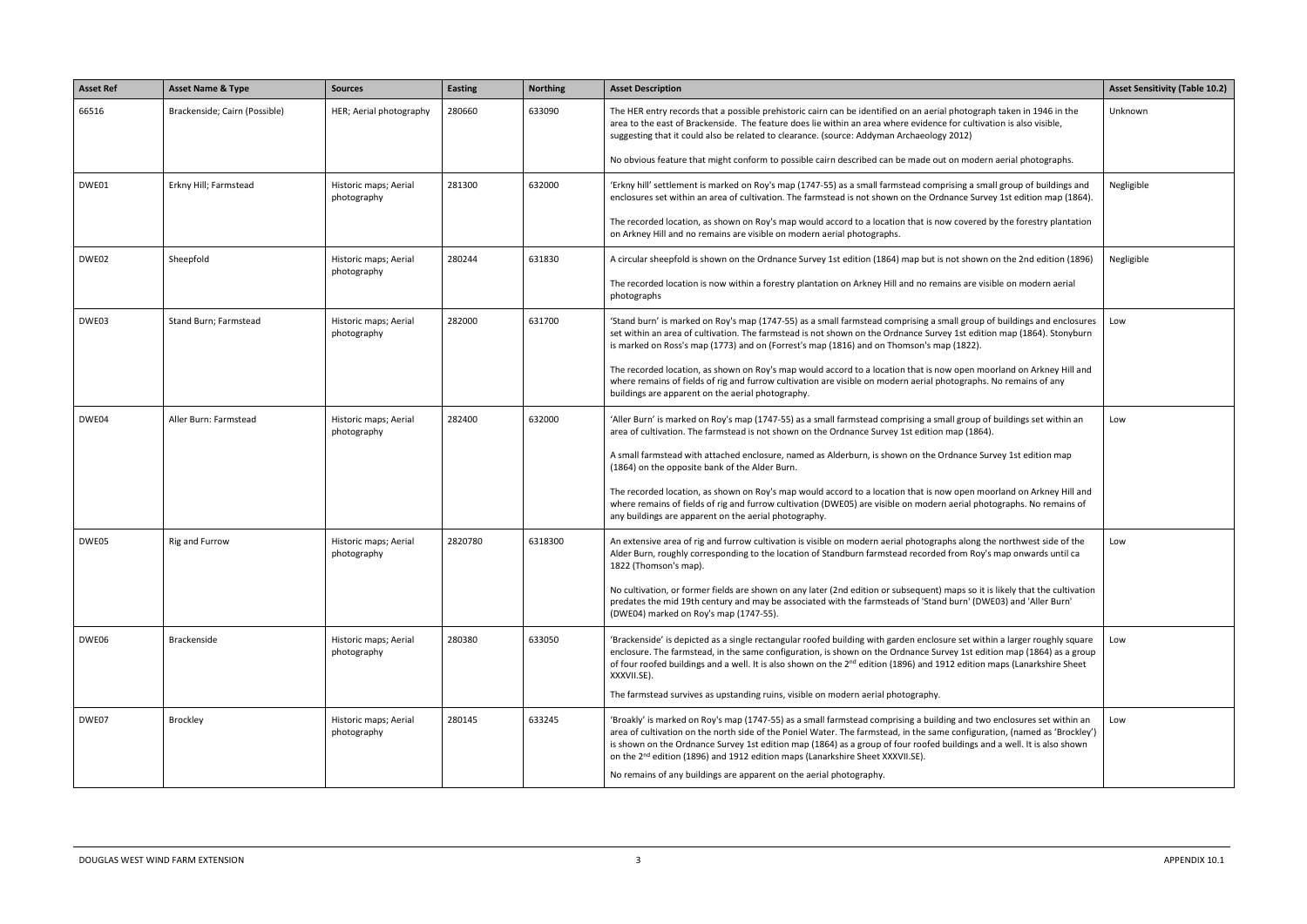| Asset Ref | Asset Name & Type | Sources | Easting | Northing | Asset Description | Asset Sensitivity (Table 10.2) |
|---|---|---|---|---|---|---|
| 66516 | Brackenside; Cairn (Possible) | HER; Aerial photography | 280660 | 633090 | The HER entry records that a possible prehistoric cairn can be identified on an aerial photograph taken in 1946 in the area to the east of Brackenside. The feature does lie within an area where evidence for cultivation is also visible, suggesting that it could also be related to clearance. (source: Addyman Archaeology 2012)<br><br>No obvious feature that might conform to possible cairn described can be made out on modern aerial photographs. | Unknown |
| DWE01 | Erkny Hill; Farmstead | Historic maps; Aerial photography | 281300 | 632000 | 'Erkny hill' settlement is marked on Roy's map (1747-55) as a small farmstead comprising a small group of buildings and enclosures set within an area of cultivation. The farmstead is not shown on the Ordnance Survey 1st edition map (1864).<br><br>The recorded location, as shown on Roy's map would accord to a location that is now covered by the forestry plantation on Arkney Hill and no remains are visible on modern aerial photographs. | Negligible |
| DWE02 | Sheepfold | Historic maps; Aerial photography | 280244 | 631830 | A circular sheepfold is shown on the Ordnance Survey 1st edition (1864) map but is not shown on the 2nd edition (1896)<br><br>The recorded location is now within a forestry plantation on Arkney Hill and no remains are visible on modern aerial photographs | Negligible |
| DWE03 | Stand Burn; Farmstead | Historic maps; Aerial photography | 282000 | 631700 | 'Stand burn' is marked on Roy's map (1747-55) as a small farmstead comprising a small group of buildings and enclosures set within an area of cultivation. The farmstead is not shown on the Ordnance Survey 1st edition map (1864). Stonyburn is marked on Ross's map (1773) and on (Forrest's map (1816) and on Thomson's map (1822).<br><br>The recorded location, as shown on Roy's map would accord to a location that is now open moorland on Arkney Hill and where remains of fields of rig and furrow cultivation are visible on modern aerial photographs. No remains of any buildings are apparent on the aerial photography. | Low |
| DWE04 | Aller Burn: Farmstead | Historic maps; Aerial photography | 282400 | 632000 | 'Aller Burn' is marked on Roy's map (1747-55) as a small farmstead comprising a small group of buildings set within an area of cultivation. The farmstead is not shown on the Ordnance Survey 1st edition map (1864).<br><br>A small farmstead with attached enclosure, named as Alderburn, is shown on the Ordnance Survey 1st edition map (1864) on the opposite bank of the Alder Burn.<br><br>The recorded location, as shown on Roy's map would accord to a location that is now open moorland on Arkney Hill and where remains of fields of rig and furrow cultivation (DWE05) are visible on modern aerial photographs. No remains of any buildings are apparent on the aerial photography. | Low |
| DWE05 | Rig and Furrow | Historic maps; Aerial photography | 2820780 | 6318300 | An extensive area of rig and furrow cultivation is visible on modern aerial photographs along the northwest side of the Alder Burn, roughly corresponding to the location of Standburn farmstead recorded from Roy's map onwards until ca 1822 (Thomson's map).<br><br>No cultivation, or former fields are shown on any later (2nd edition or subsequent) maps so it is likely that the cultivation predates the mid 19th century and may be associated with the farmsteads of 'Stand burn' (DWE03) and 'Aller Burn' (DWE04) marked on Roy's map (1747-55). | Low |
| DWE06 | Brackenside | Historic maps; Aerial photography | 280380 | 633050 | 'Brackenside' is depicted as a single rectangular roofed building with garden enclosure set within a larger roughly square enclosure. The farmstead, in the same configuration, is shown on the Ordnance Survey 1st edition map (1864) as a group of four roofed buildings and a well. It is also shown on the 2nd edition (1896) and 1912 edition maps (Lanarkshire Sheet XXXVII.SE).<br><br>The farmstead survives as upstanding ruins, visible on modern aerial photography. | Low |
| DWE07 | Brockley | Historic maps; Aerial photography | 280145 | 633245 | 'Broakly' is marked on Roy's map (1747-55) as a small farmstead comprising a building and two enclosures set within an area of cultivation on the north side of the Poniel Water. The farmstead, in the same configuration, (named as 'Brockley') is shown on the Ordnance Survey 1st edition map (1864) as a group of four roofed buildings and a well. It is also shown on the 2nd edition (1896) and 1912 edition maps (Lanarkshire Sheet XXXVII.SE).<br><br>No remains of any buildings are apparent on the aerial photography. | Low |